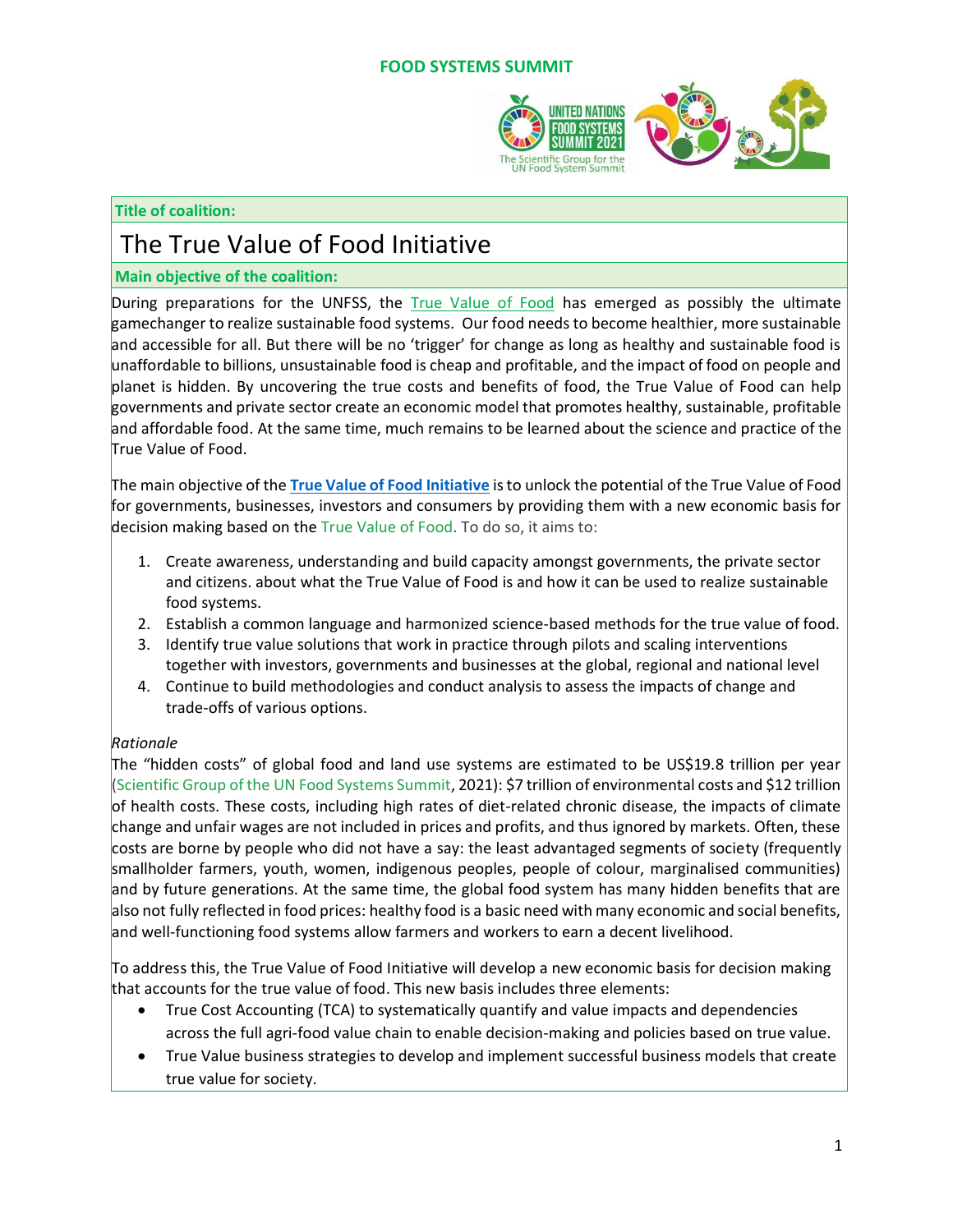**FOOD SYSTEMS SUMMIT**

**Title of coalition:**

# The True Value of Food Initiative

**Main objective of the coalition:**

During preparations for the UNFSS, the True Value of Food has emerged as possibly the ultimate gamechanger to realize sustainable food systems. Our food needs to become healthier, more sustainable and accessible for all. But there will be no 'trigger' for change as long as healthy and sustainable food is unaffordable to billions, unsustainable food is cheap and profitable, and the impact of food on people and planet is hidden. By uncovering the true costs and benefits of food, the True Value of Food can help governments and private sector create an economic model that promotes healthy, sustainable, profitable and affordable food. At the same time, much remains to be learned about the science and practice of the True Value of Food.

The main objective of the **True Value of Food Initiative** is to unlock the potential of the True Value of Food for governments, businesses, investors and consumers by providing them with a new economic basis for decision making based on the True Value of Food. To do so, it aims to:

1. Create awareness, understanding and build capacity amongst governments, the private sector and citizens. about what the True Value of Food is and how it can be used to realize sustainable food systems.
2. Establish a common language and harmonized science-based methods for the true value of food.
3. Identify true value solutions that work in practice through pilots and scaling interventions together with investors, governments and businesses at the global, regional and national level
4. Continue to build methodologies and conduct analysis to assess the impacts of change and trade-offs of various options.

*Rationale*

The "hidden costs" of global food and land use systems are estimated to be US$19.8 trillion per year (Scientific Group of the UN Food Systems Summit, 2021): $7 trillion of environmental costs and $12 trillion of health costs. These costs, including high rates of diet-related chronic disease, the impacts of climate change and unfair wages are not included in prices and profits, and thus ignored by markets. Often, these costs are borne by people who did not have a say: the least advantaged segments of society (frequently smallholder farmers, youth, women, indigenous peoples, people of colour, marginalised communities) and by future generations. At the same time, the global food system has many hidden benefits that are also not fully reflected in food prices: healthy food is a basic need with many economic and social benefits, and well-functioning food systems allow farmers and workers to earn a decent livelihood.

To address this, the True Value of Food Initiative will develop a new economic basis for decision making that accounts for the true value of food. This new basis includes three elements:

- True Cost Accounting (TCA) to systematically quantify and value impacts and dependencies across the full agri-food value chain to enable decision-making and policies based on true value.
- True Value business strategies to develop and implement successful business models that create true value for society.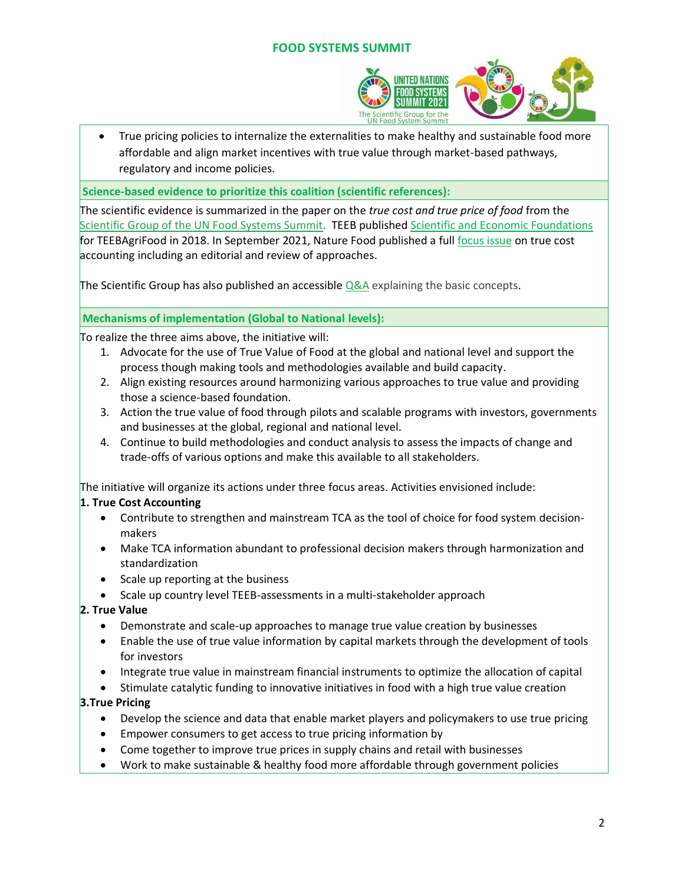- True pricing policies to internalize the externalities to make healthy and sustainable food more affordable and align market incentives with true value through market-based pathways, regulatory and income policies.

**Science-based evidence to prioritize this coalition (scientific references):**

The scientific evidence is summarized in the paper on the *true cost and true price of food* from the Scientific Group of the UN Food Systems Summit. TEEB published Scientific and Economic Foundations for TEEBAgriFood in 2018. In September 2021, Nature Food published a full focus issue on true cost accounting including an editorial and review of approaches.

The Scientific Group has also published an accessible Q&A explaining the basic concepts.

**Mechanisms of implementation (Global to National levels):**

To realize the three aims above, the initiative will:

1. Advocate for the use of True Value of Food at the global and national level and support the process though making tools and methodologies available and build capacity.
2. Align existing resources around harmonizing various approaches to true value and providing those a science-based foundation.
3. Action the true value of food through pilots and scalable programs with investors, governments and businesses at the global, regional and national level.
4. Continue to build methodologies and conduct analysis to assess the impacts of change and trade-offs of various options and make this available to all stakeholders.

The initiative will organize its actions under three focus areas. Activities envisioned include:

**1. True Cost Accounting**

- Contribute to strengthen and mainstream TCA as the tool of choice for food system decision-makers
- Make TCA information abundant to professional decision makers through harmonization and standardization
- Scale up reporting at the business
- Scale up country level TEEB-assessments in a multi-stakeholder approach

**2. True Value**

- Demonstrate and scale-up approaches to manage true value creation by businesses
- Enable the use of true value information by capital markets through the development of tools for investors
- Integrate true value in mainstream financial instruments to optimize the allocation of capital
- Stimulate catalytic funding to innovative initiatives in food with a high true value creation

**3.True Pricing**

- Develop the science and data that enable market players and policymakers to use true pricing
- Empower consumers to get access to true pricing information by
- Come together to improve true prices in supply chains and retail with businesses
- Work to make sustainable & healthy food more affordable through government policies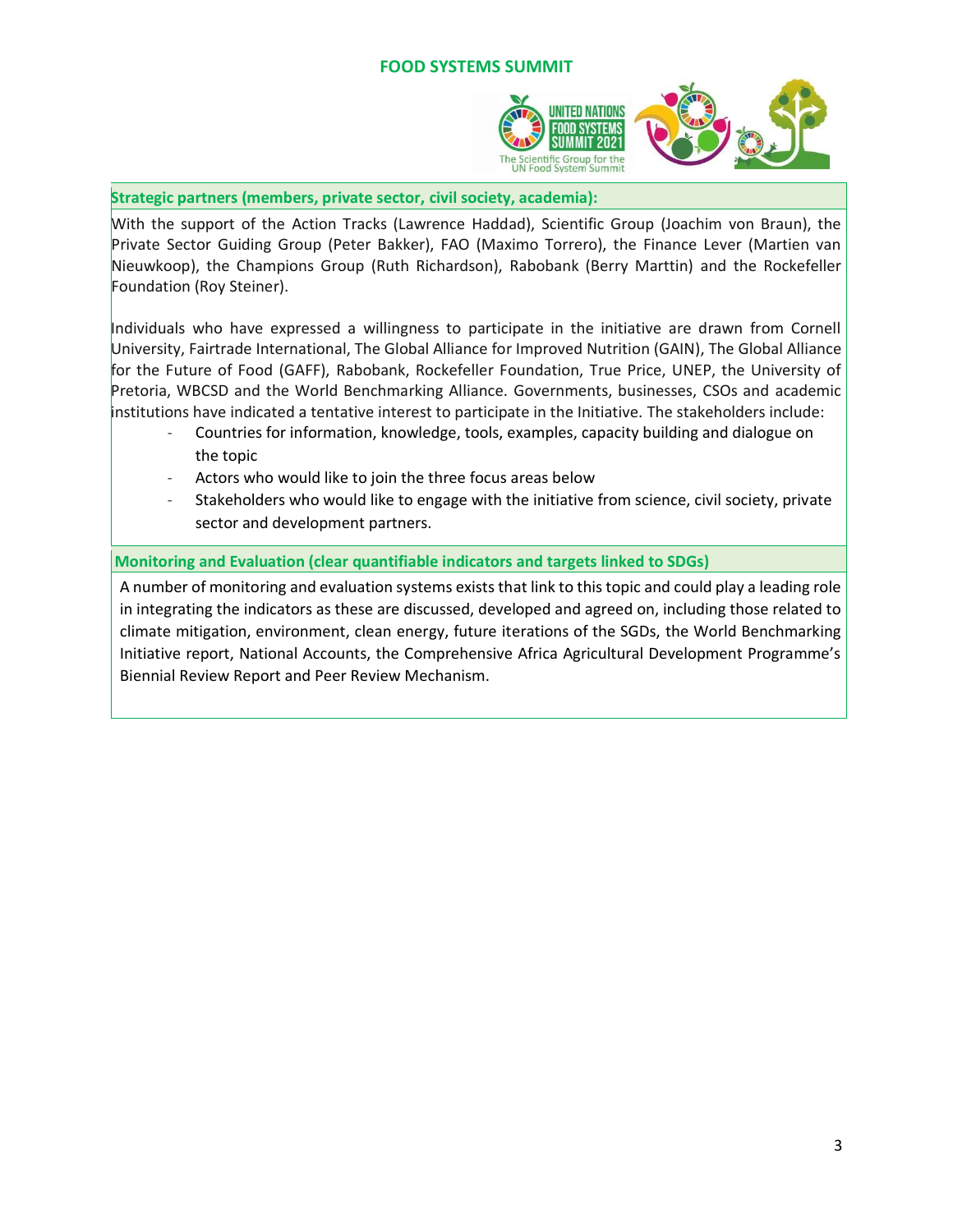**Strategic partners (members, private sector, civil society, academia):**

With the support of the Action Tracks (Lawrence Haddad), Scientific Group (Joachim von Braun), the Private Sector Guiding Group (Peter Bakker), FAO (Maximo Torrero), the Finance Lever (Martien van Nieuwkoop), the Champions Group (Ruth Richardson), Rabobank (Berry Marttin) and the Rockefeller Foundation (Roy Steiner).

Individuals who have expressed a willingness to participate in the initiative are drawn from Cornell University, Fairtrade International, The Global Alliance for Improved Nutrition (GAIN), The Global Alliance for the Future of Food (GAFF), Rabobank, Rockefeller Foundation, True Price, UNEP, the University of Pretoria, WBCSD and the World Benchmarking Alliance. Governments, businesses, CSOs and academic institutions have indicated a tentative interest to participate in the Initiative. The stakeholders include:

- Countries for information, knowledge, tools, examples, capacity building and dialogue on the topic
- Actors who would like to join the three focus areas below
- Stakeholders who would like to engage with the initiative from science, civil society, private sector and development partners.

**Monitoring and Evaluation (clear quantifiable indicators and targets linked to SDGs)**

A number of monitoring and evaluation systems exists that link to this topic and could play a leading role in integrating the indicators as these are discussed, developed and agreed on, including those related to climate mitigation, environment, clean energy, future iterations of the SGDs, the World Benchmarking Initiative report, National Accounts, the Comprehensive Africa Agricultural Development Programme's Biennial Review Report and Peer Review Mechanism.